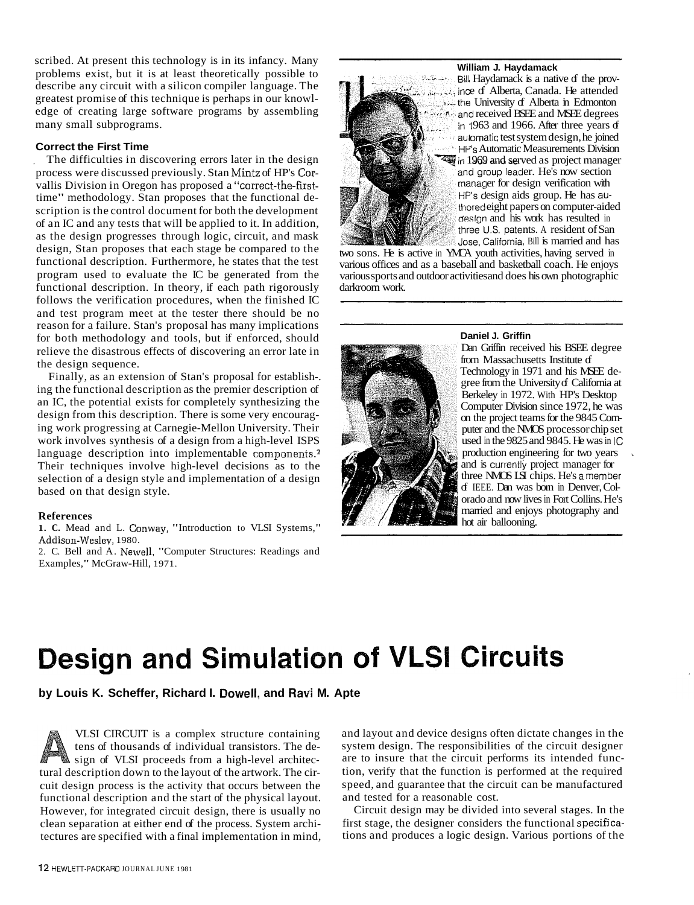scribed. At present this technology is in its infancy. Many problems exist, but it is at least theoretically possible to describe any circuit with a silicon compiler language. The greatest promise of this technique is perhaps in our knowledge of creating large software programs by assembling many small subprograms.

### Correct the First Time

The difficulties in discovering errors later in the design process were discussed previously. Stan Mintz of HP's Corvallis Division in Oregon has proposed a "correct-the-first-time" methodology. Stan proposes that the functional description is the control document for both the development of an IC and any tests that will be applied to it. In addition, as the design progresses through logic, circuit, and mask design, Stan proposes that each stage be compared to the functional description. Furthermore, he states that the test program used to evaluate the IC be generated from the functional description. In theory, if each path rigorously follows the verification procedures, when the finished IC and test program meet at the tester there should be no reason for a failure. Stan's proposal has many implications for both methodology and tools, but if enforced, should relieve the disastrous effects of discovering an error late in the design sequence.

Finally, as an extension of Stan's proposal for establishing the functional description as the premier description of an IC, the potential exists for completely synthesizing the design from this description. There is some very encouraging work progressing at Carnegie-Mellon University. Their work involves synthesis of a design from a high-level ISPS language description into implementable components.[2] Their techniques involve high-level decisions as to the selection of a design style and implementation of a design based on that design style.

### References

1. C. Mead and L. Conway, "Introduction to VLSI Systems," Addison-Wesley, 1980.
2. C. Bell and A. Newell, "Computer Structures: Readings and Examples," McGraw-Hill, 1971.

---

**William J. Haydamack**

Bill Haydamack is a native of the province of Alberta, Canada. He attended the University of Alberta in Edmonton and received BSEE and MSEE degrees in 1963 and 1966. After three years of automatic test system design, he joined HP's Automatic Measurements Division in 1969 and served as project manager and group leader. He's now section manager for design verification with HP's design aids group. He has authored eight papers on computer-aided design and his work has resulted in three U.S. patents. A resident of San Jose, California, Bill is married and has two sons. He is active in YMCA youth activities, having served in various offices and as a baseball and basketball coach. He enjoys various sports and outdoor activities and does his own photographic darkroom work.

---

**Daniel J. Griffin**

Dan Griffin received his BSEE degree from Massachusetts Institute of Technology in 1971 and his MSEE degree from the University of California at Berkeley in 1972. With HP's Desktop Computer Division since 1972, he was on the project teams for the 9845 Computer and the NMOS processor chip set used in the 9825 and 9845. He was in IC production engineering for two years and is currently project manager for three NMOS LSI chips. He's a member of IEEE. Dan was born in Denver, Colorado and now lives in Fort Collins. He's married and enjoys photography and hot air ballooning.

---

# Design and Simulation of VLSI Circuits

**by Louis K. Scheffer, Richard I. Dowell, and Ravi M. Apte**

A VLSI CIRCUIT is a complex structure containing tens of thousands of individual transistors. The design of VLSI proceeds from a high-level architectural description down to the layout of the artwork. The circuit design process is the activity that occurs between the functional description and the start of the physical layout. However, for integrated circuit design, there is usually no clean separation at either end of the process. System architectures are specified with a final implementation in mind, and layout and device designs often dictate changes in the system design. The responsibilities of the circuit designer are to insure that the circuit performs its intended function, verify that the function is performed at the required speed, and guarantee that the circuit can be manufactured and tested for a reasonable cost.

Circuit design may be divided into several stages. In the first stage, the designer considers the functional specifications and produces a logic design. Various portions of the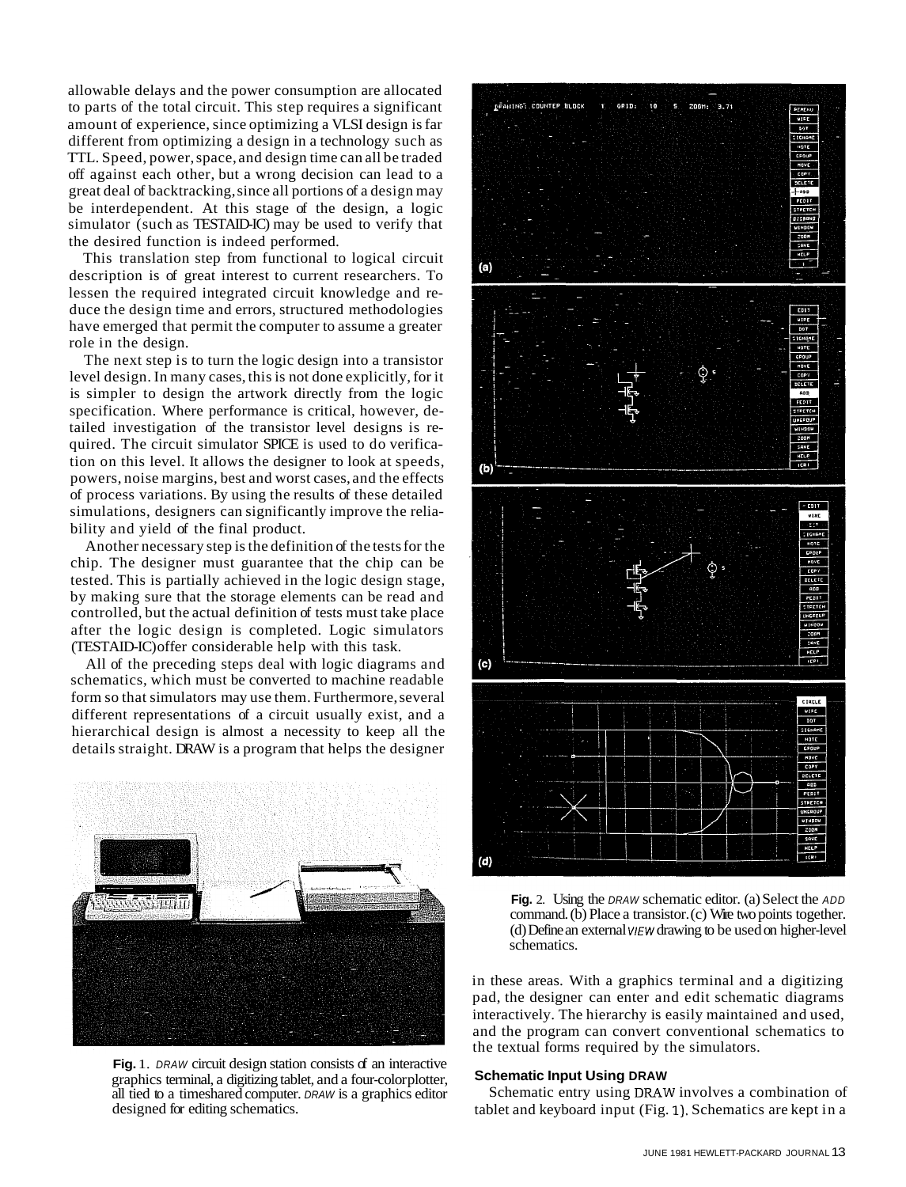allowable delays and the power consumption are allocated to parts of the total circuit. This step requires a significant amount of experience, since optimizing a VLSI design is far different from optimizing a design in a technology such as TTL. Speed, power, space, and design time can all be traded off against each other, but a wrong decision can lead to a great deal of backtracking, since all portions of a design may be interdependent. At this stage of the design, a logic simulator (such as TESTAID-IC) may be used to verify that the desired function is indeed performed.

This translation step from functional to logical circuit description is of great interest to current researchers. To lessen the required integrated circuit knowledge and reduce the design time and errors, structured methodologies have emerged that permit the computer to assume a greater role in the design.

The next step is to turn the logic design into a transistor level design. In many cases, this is not done explicitly, for it is simpler to design the artwork directly from the logic specification. Where performance is critical, however, detailed investigation of the transistor level designs is required. The circuit simulator SPICE is used to do verification on this level. It allows the designer to look at speeds, powers, noise margins, best and worst cases, and the effects of process variations. By using the results of these detailed simulations, designers can significantly improve the reliability and yield of the final product.

Another necessary step is the definition of the tests for the chip. The designer must guarantee that the chip can be tested. This is partially achieved in the logic design stage, by making sure that the storage elements can be read and controlled, but the actual definition of tests must take place after the logic design is completed. Logic simulators (TESTAID-IC) offer considerable help with this task.

All of the preceding steps deal with logic diagrams and schematics, which must be converted to machine readable form so that simulators may use them. Furthermore, several different representations of a circuit usually exist, and a hierarchical design is almost a necessity to keep all the details straight. DRAW is a program that helps the designer in these areas. With a graphics terminal and a digitizing pad, the designer can enter and edit schematic diagrams interactively. The hierarchy is easily maintained and used, and the program can convert conventional schematics to the textual forms required by the simulators.

**Fig. 1.** *DRAW* circuit design station consists of an interactive graphics terminal, a digitizing tablet, and a four-color plotter, all tied to a timeshared computer. *DRAW* is a graphics editor designed for editing schematics.

**Fig. 2.** Using the *DRAW* schematic editor. (a) Select the *ADD* command. (b) Place a transistor. (c) Wire two points together. (d) Define an external *VIEW* drawing to be used on higher-level schematics.

### Schematic Input Using DRAW

Schematic entry using DRAW involves a combination of tablet and keyboard input (Fig. 1). Schematics are kept in a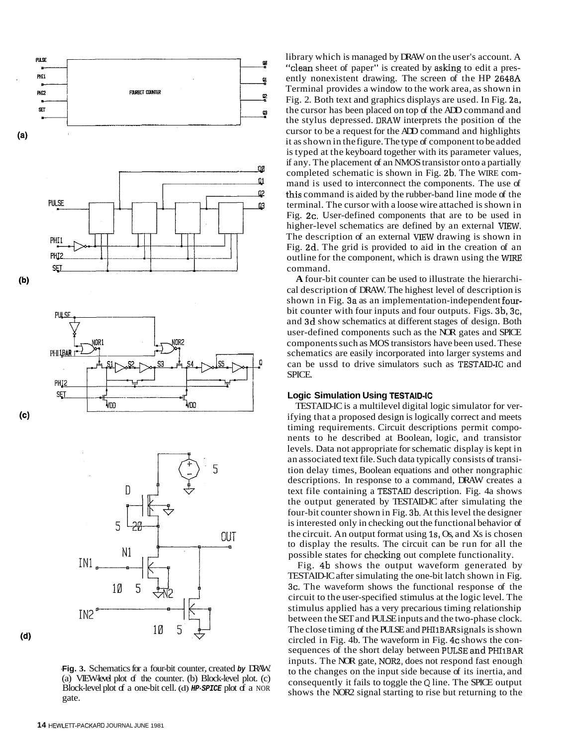library which is managed by DRAW on the user's account. A "clean sheet of paper" is created by asking to edit a presently nonexistent drawing. The screen of the HP 2648A Terminal provides a window to the work area, as shown in Fig. 2. Both text and graphics displays are used. In Fig. 2a, the cursor has been placed on top of the ADD command and the stylus depressed. DRAW interprets the position of the cursor to be a request for the ADD command and highlights it as shown in the figure. The type of component to be added is typed at the keyboard together with its parameter values, if any. The placement of an NMOS transistor onto a partially completed schematic is shown in Fig. 2b. The WIRE command is used to interconnect the components. The use of this command is aided by the rubber-band line mode of the terminal. The cursor with a loose wire attached is shown in Fig. 2c. User-defined components that are to be used in higher-level schematics are defined by an external VIEW. The description of an external VIEW drawing is shown in Fig. 2d. The grid is provided to aid in the creation of an outline for the component, which is drawn using the WIRE command.

**A** four-bit counter can be used to illustrate the hierarchical description of DRAW. The highest level of description is shown in Fig. 3a as an implementation-independent four-bit counter with four inputs and four outputs. Figs. 3b, 3c, and 3d show schematics at different stages of design. Both user-defined components such as the NOR gates and SPICE components such as MOS transistors have been used. These schematics are easily incorporated into larger systems and can be ussd to drive simulators such as TESTAID-IC and SPICE.

**Fig. 3.** Schematics for a four-bit counter, created *by* DRAW. (a) VIEW-level plot of the counter. (b) Block-level plot. (c) Block-level plot of a one-bit cell. (d) *HP-SPICE* plot of a NOR gate.

### Logic Simulation Using TESTAID-IC

TESTAID-IC is a multilevel digital logic simulator for verifying that a proposed design is logically correct and meets timing requirements. Circuit descriptions permit components to he described at Boolean, logic, and transistor levels. Data not appropriate for schematic display is kept in an associated text file. Such data typically consists of transition delay times, Boolean equations and other nongraphic descriptions. In response to a command, DRAW creates a text file containing a TESTAID description. Fig. 4a shows the output generated by TESTAID-IC after simulating the four-bit counter shown in Fig. 3b. At this level the designer is interested only in checking out the functional behavior of the circuit. An output format using 1s, 0s, and Xs is chosen to display the results. The circuit can be run for all the possible states for checking out complete functionality.

Fig. 4b shows the output waveform generated by TESTAID-IC after simulating the one-bit latch shown in Fig. 3c. The waveform shows the functional response of the circuit to the user-specified stimulus at the logic level. The stimulus applied has a very precarious timing relationship between the SET and PULSE inputs and the two-phase clock. The close timing of the PULSE and PHI1BAR signals is shown circled in Fig. 4b. The waveform in Fig. 4c shows the consequences of the short delay between PULSE and PHI1BAR inputs. The NOR gate, NOR2, does not respond fast enough to the changes on the input side because of its inertia, and consequently it fails to toggle the Q line. The SPICE output shows the NOR2 signal starting to rise but returning to the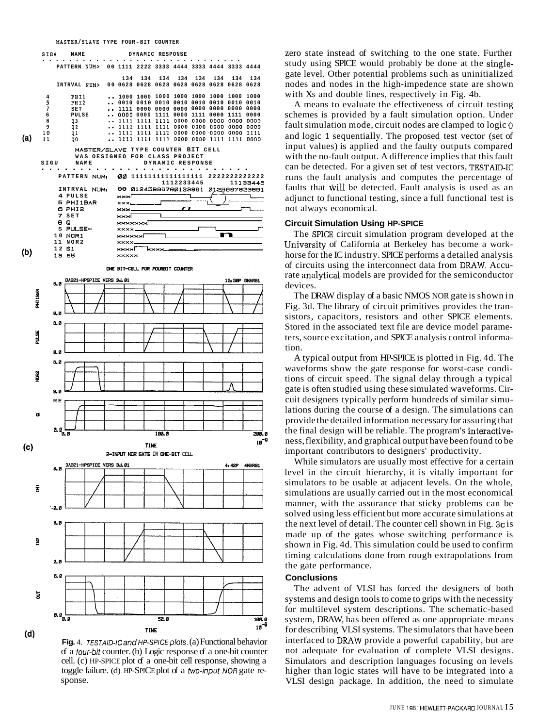zero state instead of switching to the one state. Further study using SPICE would probably be done at the single-gate level. Other potential problems such as uninitialized nodes and nodes in the high-impedence state are shown with Xs and double lines, respectively in Fig. 4b.

A means to evaluate the effectiveness of circuit testing schemes is provided by a fault simulation option. Under fault simulation mode, circuit nodes are clamped to logic 0 and logic 1 sequentially. The proposed test vector (set of input values) is applied and the faulty outputs compared with the no-fault output. A difference implies that this fault can be detected. For a given set of test vectors, TESTAID-IC runs the fault analysis and computes the percentage of faults that will be detected. Fault analysis is used as an adjunct to functional testing, since a full functional test is not always economical.

### Circuit Simulation Using HP-SPICE

The SPICE circuit simulation program developed at the University of California at Berkeley has become a workhorse for the IC industry. SPICE performs a detailed analysis of circuits using the interconnect data from DRAW. Accurate analytical models are provided for the semiconductor devices.

The DRAW display of a basic NMOS NOR gate is shown in Fig. 3d. The library of circuit primitives provides the transistors, capacitors, resistors and other SPICE elements. Stored in the associated text file are device model parameters, source excitation, and SPICE analysis control information.

A typical output from HP-SPICE is plotted in Fig. 4d. The waveforms show the gate response for worst-case conditions of circuit speed. The signal delay through a typical gate is often studied using these simulated waveforms. Circuit designers typically perform hundreds of similar simulations during the course of a design. The simulations can provide the detailed information necessary for assuring that the final design will be reliable. The program's interactiveness, flexibility, and graphical output have been found to be important contributors to designers' productivity.

While simulators are usually most effective for a certain level in the circuit hierarchy, it is vitally important for simulators to be usable at adjacent levels. On the whole, simulations are usually carried out in the most economical manner, with the assurance that sticky problems can be solved using less efficient but more accurate simulations at the next level of detail. The counter cell shown in Fig. 3c is made up of the gates whose switching performance is shown in Fig. 4d. This simulation could be used to confirm timing calculations done from rough extrapolations from the gate performance.

### Conclusions

The advent of VLSI has forced the designers of both systems and design tools to come to grips with the necessity for multilevel system descriptions. The schematic-based system, DRAW, has been offered as one appropriate means for describing VLSI systems. The simulators that have been interfaced to DRAW provide a powerful capability, but are not adequate for evaluation of complete VLSI designs. Simulators and description languages focusing on levels higher than logic states will have to be integrated into a VLSI design package. In addition, the need to simulate

**Fig. 4.** *TESTAID-IC and HP-SPICE plots.* (a) Functional behavior of a *four-bit* counter. (b) Logic response of a one-bit counter cell. (c) HP-SPICE plot of a one-bit cell response, showing a toggle failure. (d) HP-SPICE plot of a *two-input NOR* gate response.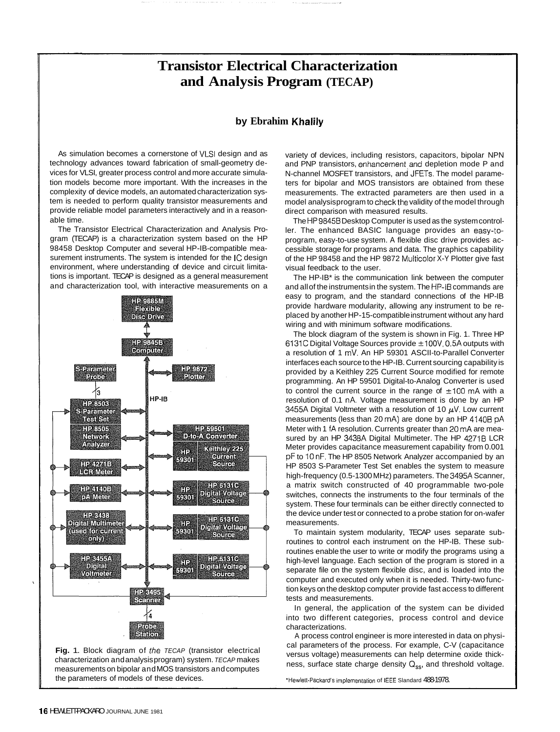# Transistor Electrical Characterization and Analysis Program (TECAP)

### by Ebrahim Khalily

As simulation becomes a cornerstone of VLSI design and as technology advances toward fabrication of small-geometry devices for VLSI, greater process control and more accurate simulation models become more important. With the increases in the complexity of device models, an automated characterization system is needed to perform quality transistor measurements and provide reliable model parameters interactively and in a reasonable time.

The Transistor Electrical Characterization and Analysis Program (TECAP) is a characterization system based on the HP 98458 Desktop Computer and several HP-IB-compatible measurement instruments. The system is intended for the IC design environment, where understanding of device and circuit limitations is important. TECAP is designed as a general measurement and characterization tool, with interactive measurements on a variety of devices, including resistors, capacitors, bipolar NPN and PNP transistors, enhancement and depletion mode P and N-channel MOSFET transistors, and JFETs. The model parameters for bipolar and MOS transistors are obtained from these measurements. The extracted parameters are then used in a model analysis program to check the validity of the model through direct comparison with measured results.

The HP 9845B Desktop Computer is used as the system controller. The enhanced BASIC language provides an easy-to-program, easy-to-use system. A flexible disc drive provides accessible storage for programs and data. The graphics capability of the HP 98458 and the HP 9872 Multicolor X-Y Plotter give fast visual feedback to the user.

The HP-IB* is the communication link between the computer and all of the instruments in the system. The HP-IB commands are easy to program, and the standard connections of the HP-IB provide hardware modularity, allowing any instrument to be replaced by another HP-15-compatible instrument without any hard wiring and with minimum software modifications.

The block diagram of the system is shown in Fig. 1. Three HP 6131C Digital Voltage Sources provide ±100V, 0.5A outputs with a resolution of 1 mV. An HP 59301 ASCII-to-Parallel Converter interfaces each source to the HP-IB. Current sourcing capability is provided by a Keithley 225 Current Source modified for remote programming. An HP 59501 Digital-to-Analog Converter is used to control the current source in the range of ±100 mA with a resolution of 0.1 nA. Voltage measurement is done by an HP 3455A Digital Voltmeter with a resolution of 10 $\mu$V. Low current measurements (less than 20 mA) are done by an HP 4140B pA Meter with 1 fA resolution. Currents greater than 20 mA are measured by an HP 3438A Digital Multimeter. The HP 4271B LCR Meter provides capacitance measurement capability from 0.001 pF to 10 nF. The HP 8505 Network Analyzer accompanied by an HP 8503 S-Parameter Test Set enables the system to measure high-frequency (0.5-1300 MHz) parameters. The 3495A Scanner, a matrix switch constructed of 40 programmable two-pole switches, connects the instruments to the four terminals of the system. These four terminals can be either directly connected to the device under test or connected to a probe station for on-wafer measurements.

To maintain system modularity, TECAP uses separate subroutines to control each instrument on the HP-IB. These subroutines enable the user to write or modify the programs using a high-level language. Each section of the program is stored in a separate file on the system flexible disc, and is loaded into the computer and executed only when it is needed. Thirty-two function keys on the desktop computer provide fast access to different tests and measurements.

In general, the application of the system can be divided into two different categories, process control and device characterizations.

A process control engineer is more interested in data on physical parameters of the process. For example, C-V (capacitance versus voltage) measurements can help determine oxide thickness, surface state charge density $Q_{ss}$, and threshold voltage.

Fig. 1. Block diagram of the TECAP (transistor electrical characterization and analysis program) system. TECAP makes measurements on bipolar and MOS transistors and computes the parameters of models of these devices.

*Hewlett-Packard's implementation of IEEE Standard 488-1978.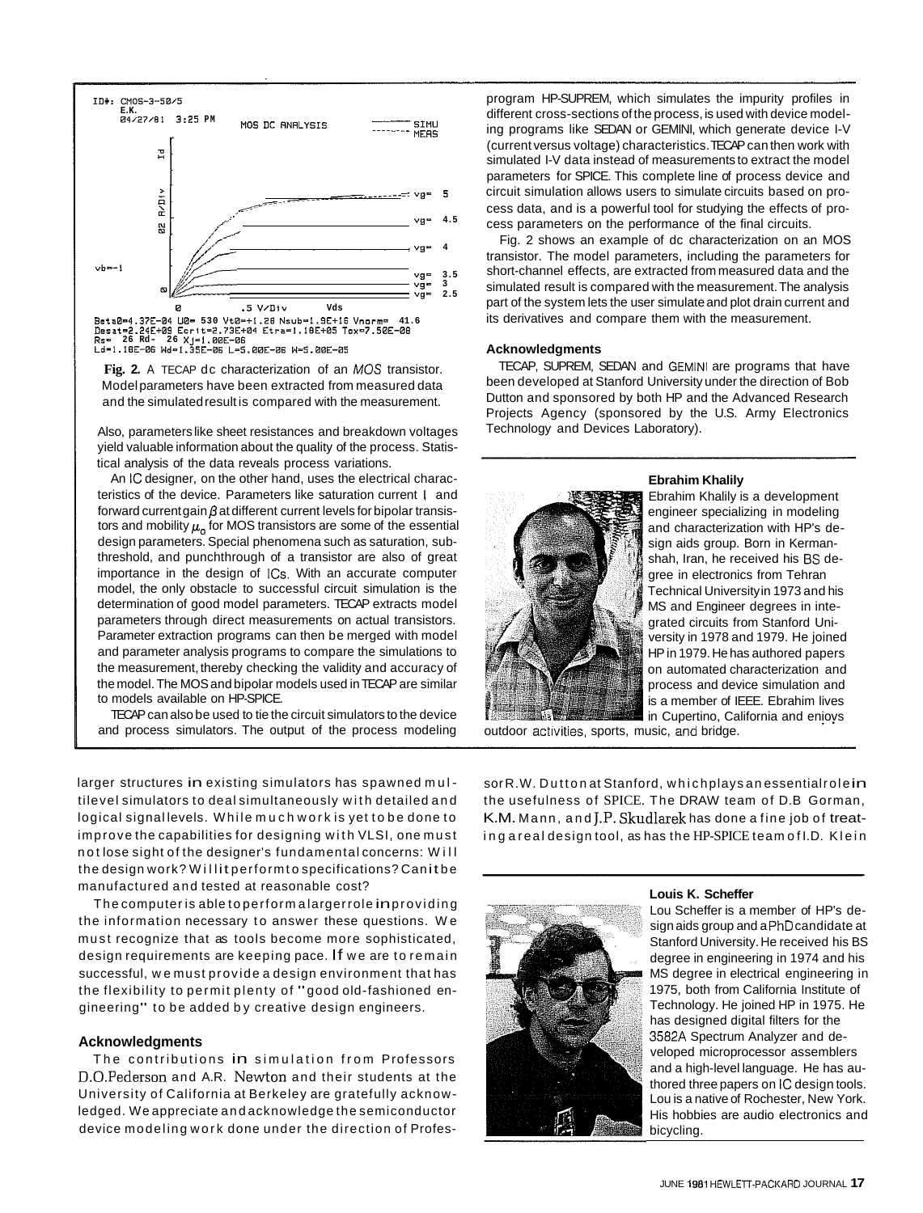ID#: CMOS-3-50/5
E.K.
04/27/81 3:25 PM
MOS DC ANALYSIS
SIMU
MEAS
Id
02 A/Div
vb=-1
vg= 5
vg= 4.5
vg= 4
vg= 3.5
vg= 3
vg= 2.5
0
0
.5 V/Div
Vds
Beta0=4.37E-04 U0= 530 Vt0=+1.28 Nsub=1.9E+16 Vnorm= 41.6
Desat=2.24E+09 Ecrit=2.73E+04 Etra=1.18E+05 Tox=7.50E-08
Rs= 26 Rd- 26 Xj=1.00E-06
Ld=1.18E-06 Wd=1.35E-06 L=5.00E-06 W=5.00E-05

**Fig. 2.** A TECAP dc characterization of an *MOS* transistor. Model parameters have been extracted from measured data and the simulated result is compared with the measurement.

Also, parameters like sheet resistances and breakdown voltages yield valuable information about the quality of the process. Statistical analysis of the data reveals process variations.

An IC designer, on the other hand, uses the electrical characteristics of the device. Parameters like saturation current I and forward current gain $\beta$ at different current levels for bipolar transistors and mobility $\mu_o$ for MOS transistors are some of the essential design parameters. Special phenomena such as saturation, subthreshold, and punchthrough of a transistor are also of great importance in the design of ICs. With an accurate computer model, the only obstacle to successful circuit simulation is the determination of good model parameters. TECAP extracts model parameters through direct measurements on actual transistors. Parameter extraction programs can then be merged with model and parameter analysis programs to compare the simulations to the measurement, thereby checking the validity and accuracy of the model. The MOS and bipolar models used in TECAP are similar to models available on HP-SPICE.

TECAP can also be used to tie the circuit simulators to the device and process simulators. The output of the process modeling program HP-SUPREM, which simulates the impurity profiles in different cross-sections of the process, is used with device modeling programs like SEDAN or GEMINI, which generate device I-V (current versus voltage) characteristics. TECAP can then work with simulated I-V data instead of measurements to extract the model parameters for SPICE. This complete line of process device and circuit simulation allows users to simulate circuits based on process data, and is a powerful tool for studying the effects of process parameters on the performance of the final circuits.

Fig. 2 shows an example of dc characterization on an MOS transistor. The model parameters, including the parameters for short-channel effects, are extracted from measured data and the simulated result is compared with the measurement. The analysis part of the system lets the user simulate and plot drain current and its derivatives and compare them with the measurement.

### Acknowledgments

TECAP, SUPREM, SEDAN and GEMINI are programs that have been developed at Stanford University under the direction of Bob Dutton and sponsored by both HP and the Advanced Research Projects Agency (sponsored by the U.S. Army Electronics Technology and Devices Laboratory).

**Ebrahim Khalily**

Ebrahim Khalily is a development engineer specializing in modeling and characterization with HP's design aids group. Born in Kermanshah, Iran, he received his BS degree in electronics from Tehran Technical University in 1973 and his MS and Engineer degrees in integrated circuits from Stanford University in 1978 and 1979. He joined HP in 1979. He has authored papers on automated characterization and process and device simulation and is a member of IEEE. Ebrahim lives in Cupertino, California and enjoys outdoor activities, sports, music, and bridge.

larger structures in existing simulators has spawned multilevel simulators to deal simultaneously with detailed and logical signal levels. While much work is yet to be done to improve the capabilities for designing with VLSI, one must not lose sight of the designer's fundamental concerns: Will the design work? Will it perform to specifications? Can it be manufactured and tested at reasonable cost?

The computer is able to perform a larger role in providing the information necessary to answer these questions. We must recognize that as tools become more sophisticated, design requirements are keeping pace. If we are to remain successful, we must provide a design environment that has the flexibility to permit plenty of "good old-fashioned engineering" to be added by creative design engineers.

## Acknowledgments

The contributions in simulation from Professors D.O. Pederson and A.R. Newton and their students at the University of California at Berkeley are gratefully acknowledged. We appreciate and acknowledge the semiconductor device modeling work done under the direction of Professor R.W. Dutton at Stanford, which plays an essential role in the usefulness of SPICE. The DRAW team of D.B Gorman, K.M. Mann, and J.P. Skudlarek has done a fine job of treating a real design tool, as has the HP-SPICE team of I.D. Klein

**Louis K. Scheffer**

Lou Scheffer is a member of HP's design aids group and a PhD candidate at Stanford University. He received his BS degree in engineering in 1974 and his MS degree in electrical engineering in 1975, both from California Institute of Technology. He joined HP in 1975. He has designed digital filters for the 3582A Spectrum Analyzer and developed microprocessor assemblers and a high-level language. He has authored three papers on IC design tools. Lou is a native of Rochester, New York. His hobbies are audio electronics and bicycling.